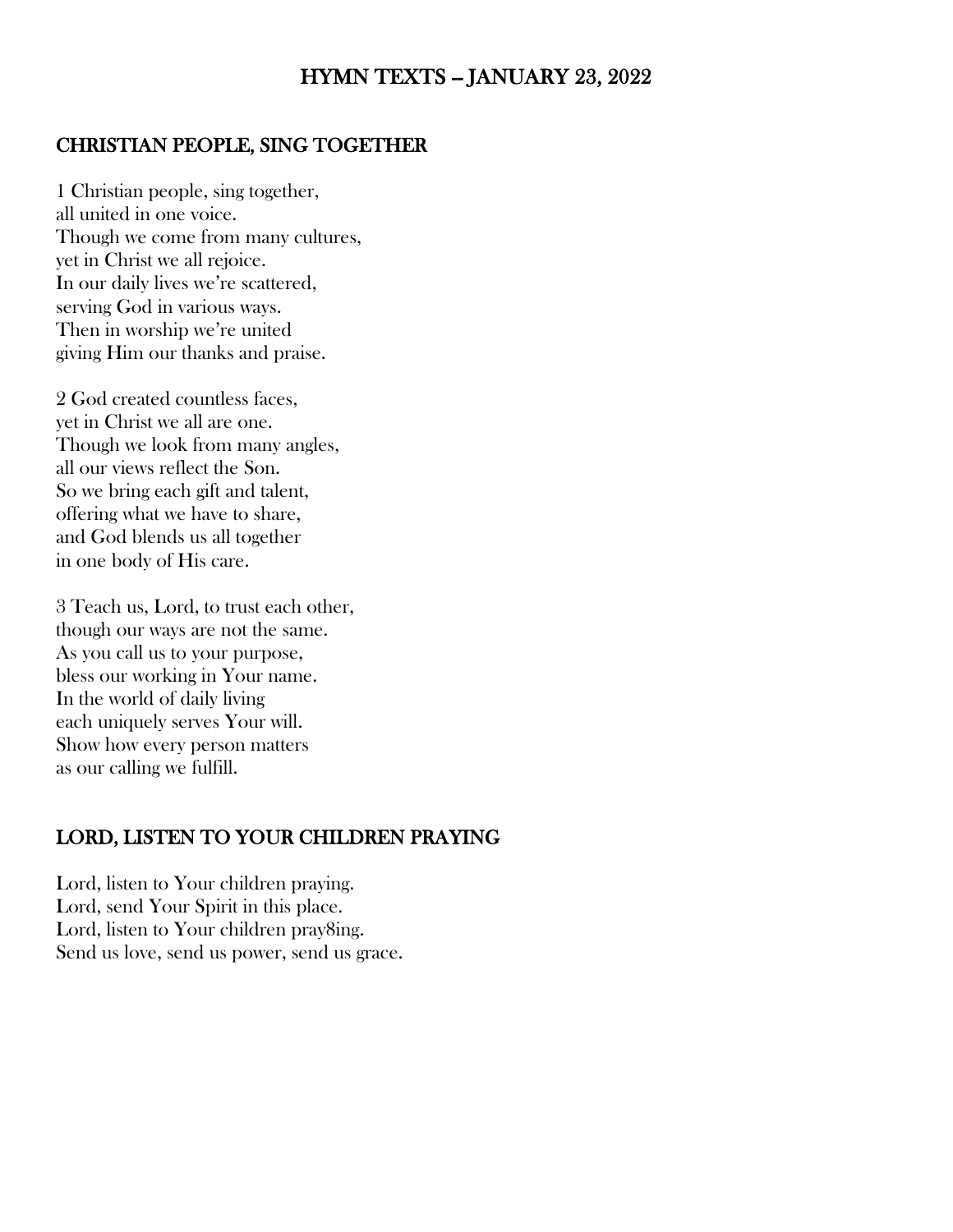# HYMN TEXTS – JANUARY 23, 2022

## CHRISTIAN PEOPLE, SING TOGETHER

1 Christian people, sing together,
all united in one voice.
Though we come from many cultures,
yet in Christ we all rejoice.
In our daily lives we're scattered,
serving God in various ways.
Then in worship we're united
giving Him our thanks and praise.

2 God created countless faces,
yet in Christ we all are one.
Though we look from many angles,
all our views reflect the Son.
So we bring each gift and talent,
offering what we have to share,
and God blends us all together
in one body of His care.

3 Teach us, Lord, to trust each other,
though our ways are not the same.
As you call us to your purpose,
bless our working in Your name.
In the world of daily living
each uniquely serves Your will.
Show how every person matters
as our calling we fulfill.

## LORD, LISTEN TO YOUR CHILDREN PRAYING

Lord, listen to Your children praying.
Lord, send Your Spirit in this place.
Lord, listen to Your children pray8ing.
Send us love, send us power, send us grace.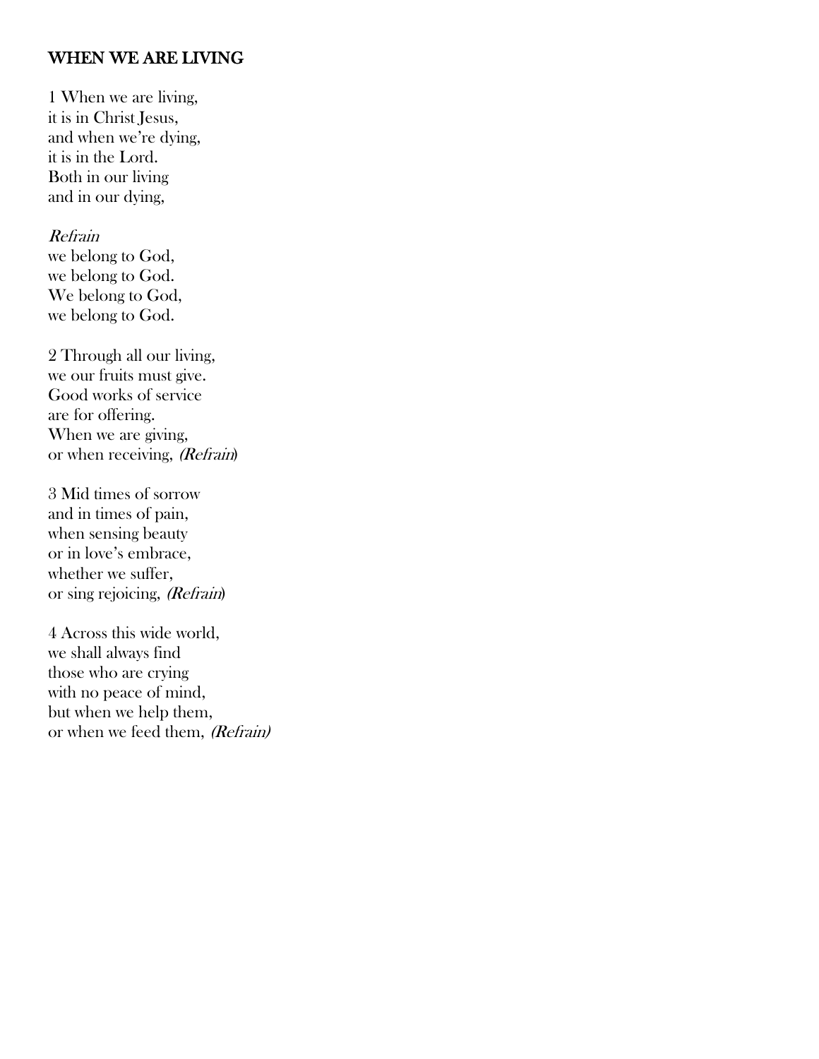## WHEN WE ARE LIVING

1 When we are living,  
it is in Christ Jesus,  
and when we're dying,  
it is in the Lord.  
Both in our living  
and in our dying,

*Refrain*  
we belong to God,  
we belong to God.  
We belong to God,  
we belong to God.

2 Through all our living,  
we our fruits must give.  
Good works of service  
are for offering.  
When we are giving,  
or when receiving, *(Refrain)*

3 Mid times of sorrow  
and in times of pain,  
when sensing beauty  
or in love's embrace,  
whether we suffer,  
or sing rejoicing, *(Refrain)*

4 Across this wide world,  
we shall always find  
those who are crying  
with no peace of mind,  
but when we help them,  
or when we feed them, *(Refrain)*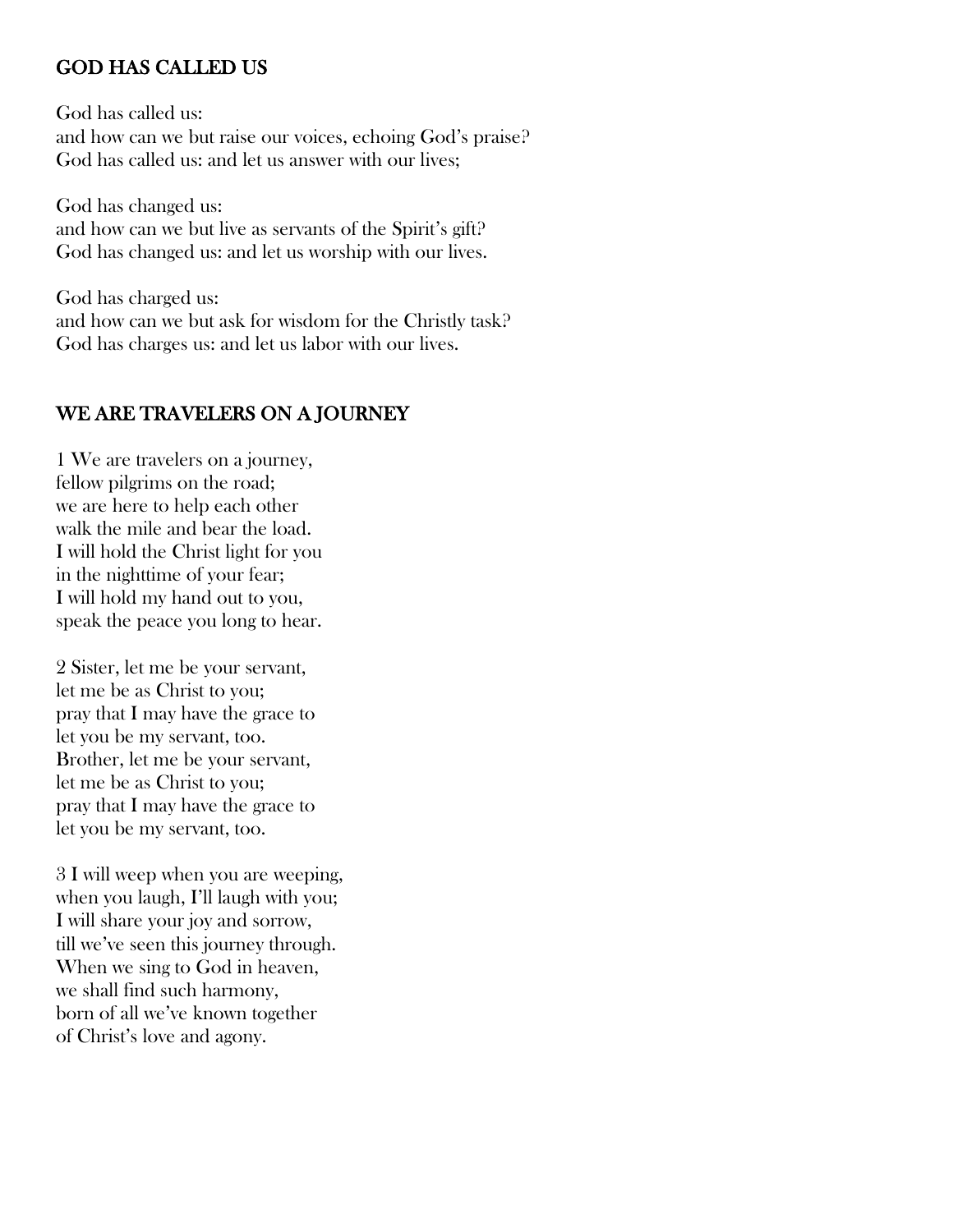## GOD HAS CALLED US

God has called us:
and how can we but raise our voices, echoing God's praise?
God has called us: and let us answer with our lives;

God has changed us:
and how can we but live as servants of the Spirit's gift?
God has changed us: and let us worship with our lives.

God has charged us:
and how can we but ask for wisdom for the Christly task?
God has charges us: and let us labor with our lives.

## WE ARE TRAVELERS ON A JOURNEY

1 We are travelers on a journey,
fellow pilgrims on the road;
we are here to help each other
walk the mile and bear the load.
I will hold the Christ light for you
in the nighttime of your fear;
I will hold my hand out to you,
speak the peace you long to hear.

2 Sister, let me be your servant,
let me be as Christ to you;
pray that I may have the grace to
let you be my servant, too.
Brother, let me be your servant,
let me be as Christ to you;
pray that I may have the grace to
let you be my servant, too.

3 I will weep when you are weeping,
when you laugh, I'll laugh with you;
I will share your joy and sorrow,
till we've seen this journey through.
When we sing to God in heaven,
we shall find such harmony,
born of all we've known together
of Christ's love and agony.